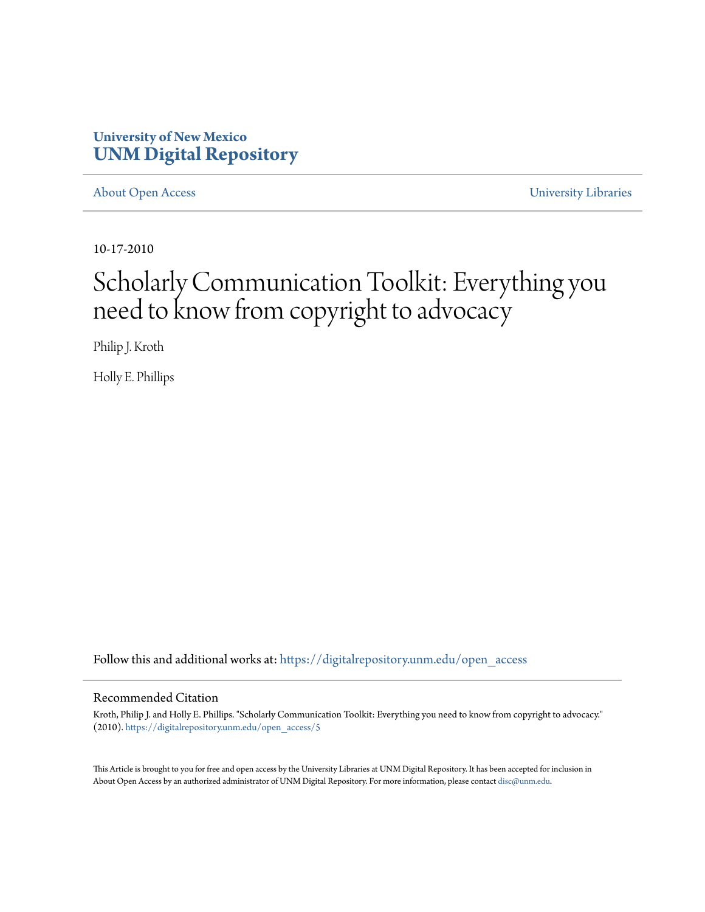University of New Mexico
**UNM Digital Repository**

About Open Access | University Libraries

10-17-2010

# Scholarly Communication Toolkit: Everything you need to know from copyright to advocacy

Philip J. Kroth

Holly E. Phillips

Follow this and additional works at: https://digitalrepository.unm.edu/open_access

## Recommended Citation

Kroth, Philip J. and Holly E. Phillips. "Scholarly Communication Toolkit: Everything you need to know from copyright to advocacy." (2010). https://digitalrepository.unm.edu/open_access/5

This Article is brought to you for free and open access by the University Libraries at UNM Digital Repository. It has been accepted for inclusion in About Open Access by an authorized administrator of UNM Digital Repository. For more information, please contact disc@unm.edu.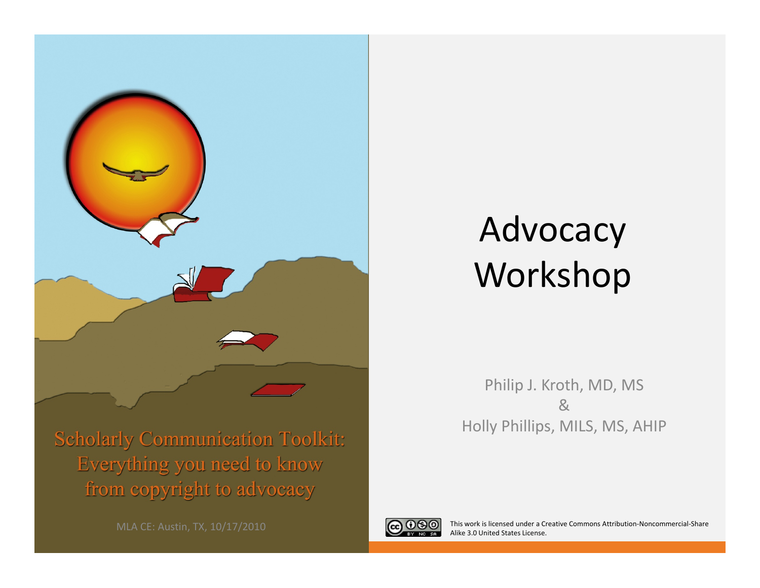Scholarly Communication Toolkit: Everything you need to know from copyright to advocacy

MLA CE: Austin, TX, 10/17/2010

# Advocacy Workshop

Philip J. Kroth, MD, MS
&
Holly Phillips, MILS, MS, AHIP

This work is licensed under a Creative Commons Attribution-Noncommercial-Share Alike 3.0 United States License.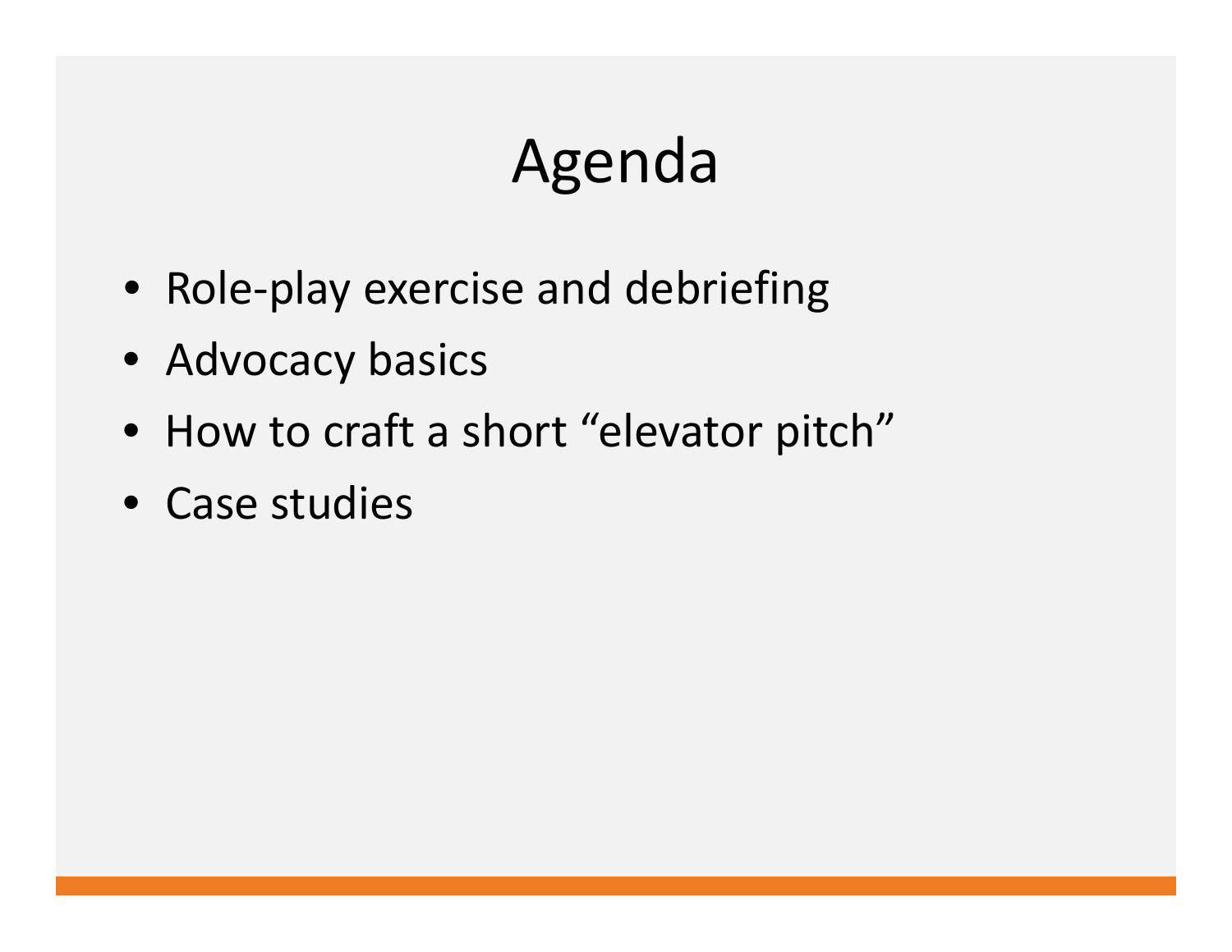# Agenda

- Role-play exercise and debriefing
- Advocacy basics
- How to craft a short "elevator pitch"
- Case studies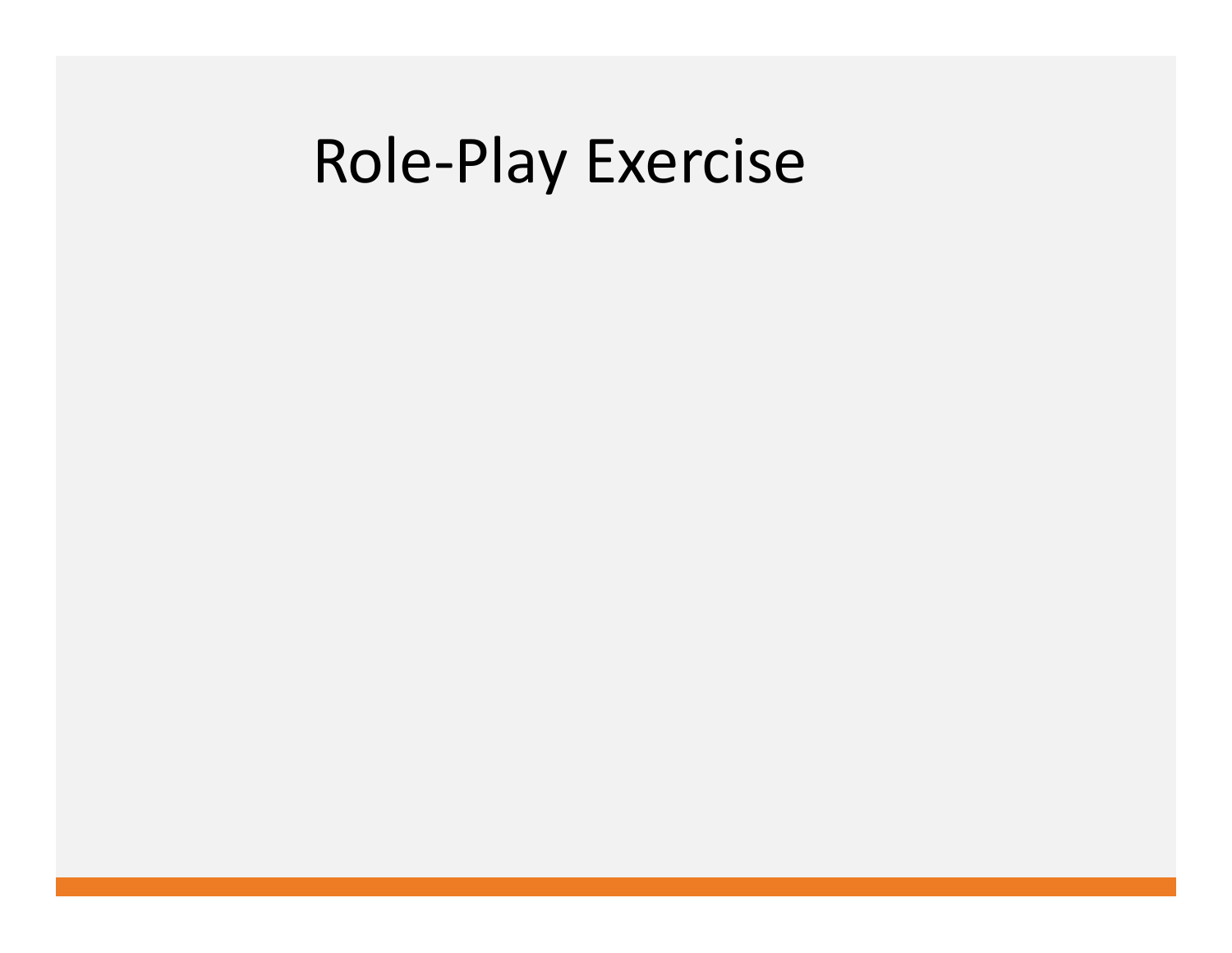# Role-Play Exercise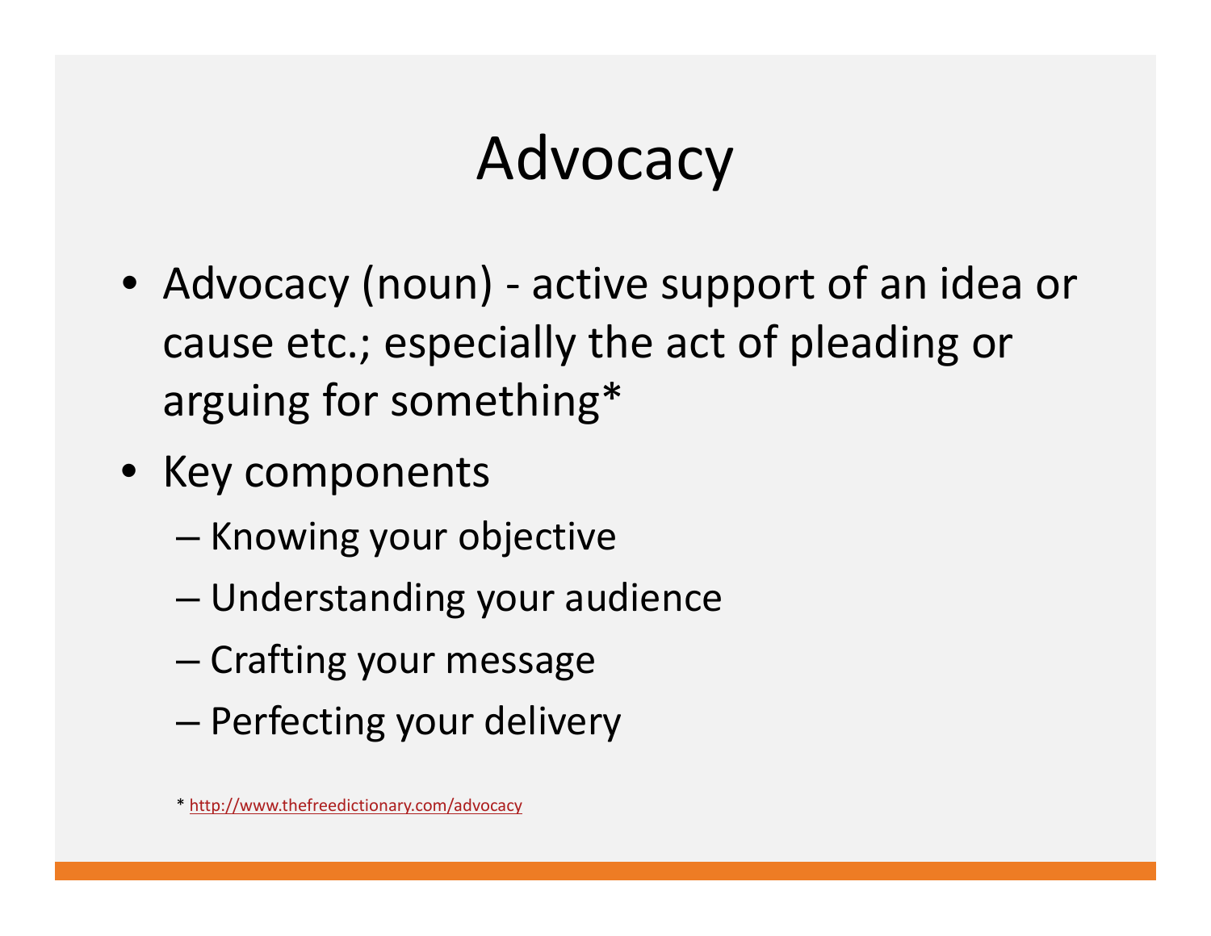# Advocacy

- Advocacy (noun) - active support of an idea or cause etc.; especially the act of pleading or arguing for something*
- Key components
  - Knowing your objective
  - Understanding your audience
  - Crafting your message
  - Perfecting your delivery

* http://www.thefreedictionary.com/advocacy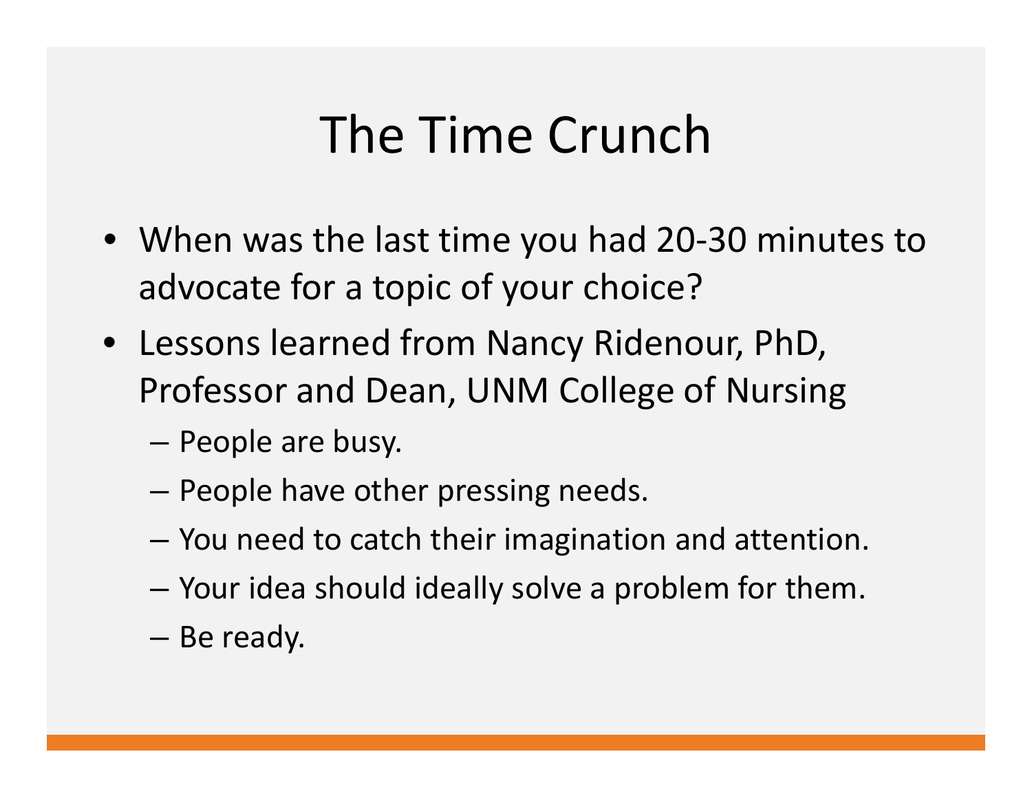# The Time Crunch

- When was the last time you had 20-30 minutes to advocate for a topic of your choice?
- Lessons learned from Nancy Ridenour, PhD, Professor and Dean, UNM College of Nursing
  - People are busy.
  - People have other pressing needs.
  - You need to catch their imagination and attention.
  - Your idea should ideally solve a problem for them.
  - Be ready.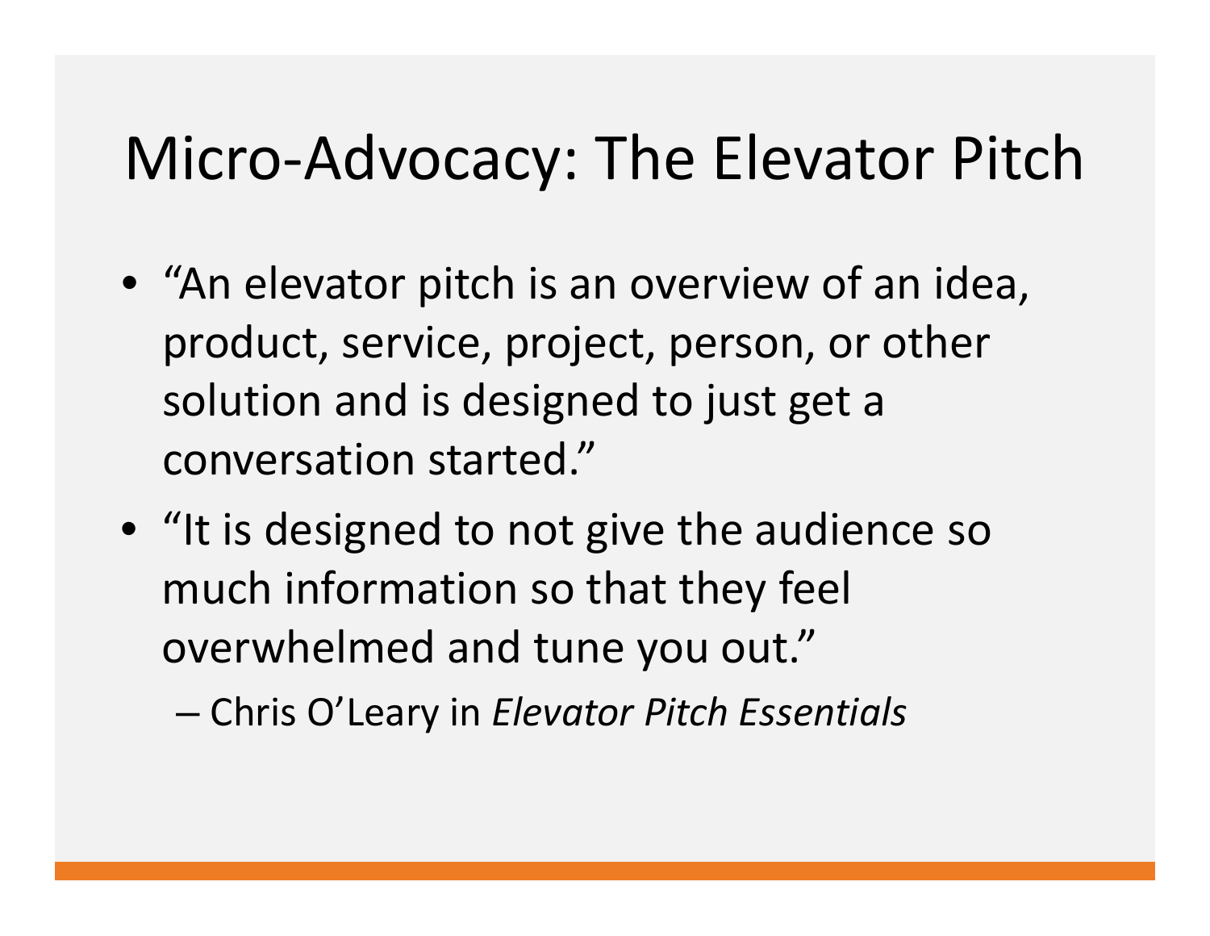# Micro-Advocacy: The Elevator Pitch

- "An elevator pitch is an overview of an idea, product, service, project, person, or other solution and is designed to just get a conversation started."
- "It is designed to not give the audience so much information so that they feel overwhelmed and tune you out."
  - Chris O'Leary in *Elevator Pitch Essentials*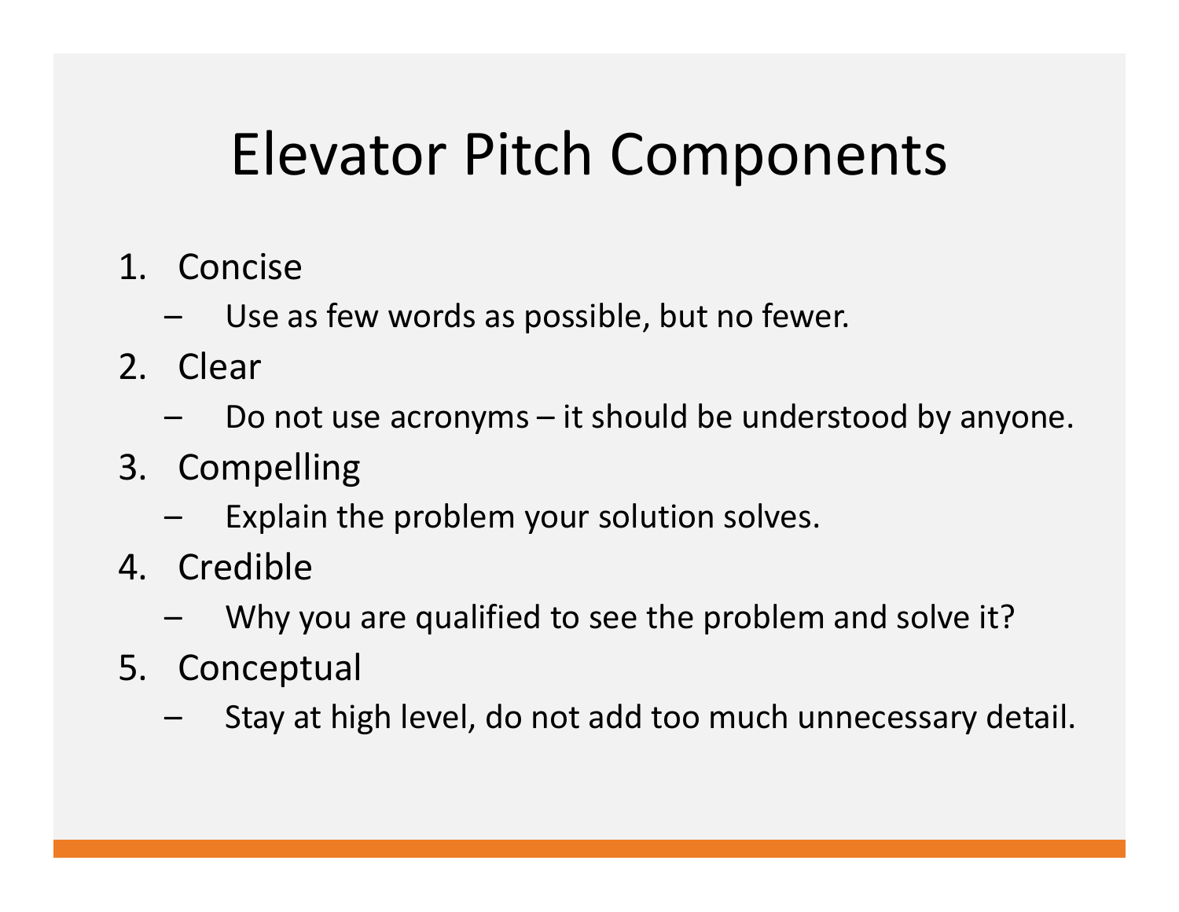# Elevator Pitch Components

1. Concise
   - Use as few words as possible, but no fewer.
2. Clear
   - Do not use acronyms – it should be understood by anyone.
3. Compelling
   - Explain the problem your solution solves.
4. Credible
   - Why you are qualified to see the problem and solve it?
5. Conceptual
   - Stay at high level, do not add too much unnecessary detail.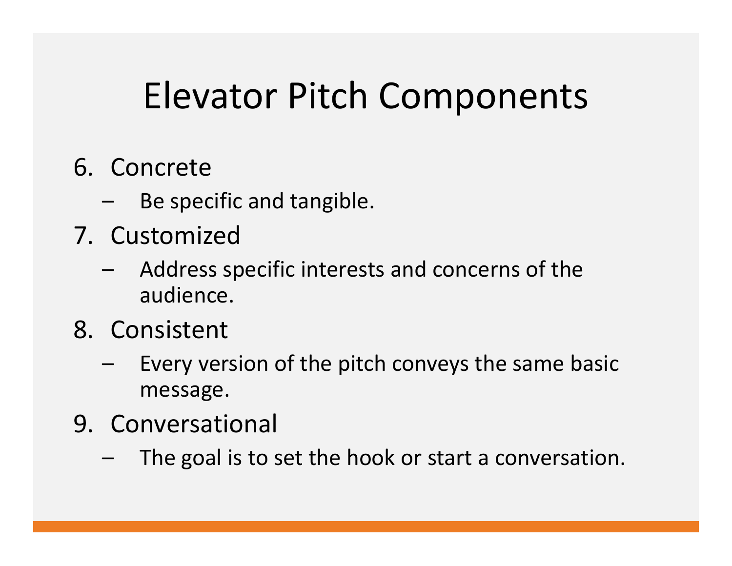# Elevator Pitch Components

6. Concrete
   - Be specific and tangible.
7. Customized
   - Address specific interests and concerns of the audience.
8. Consistent
   - Every version of the pitch conveys the same basic message.
9. Conversational
   - The goal is to set the hook or start a conversation.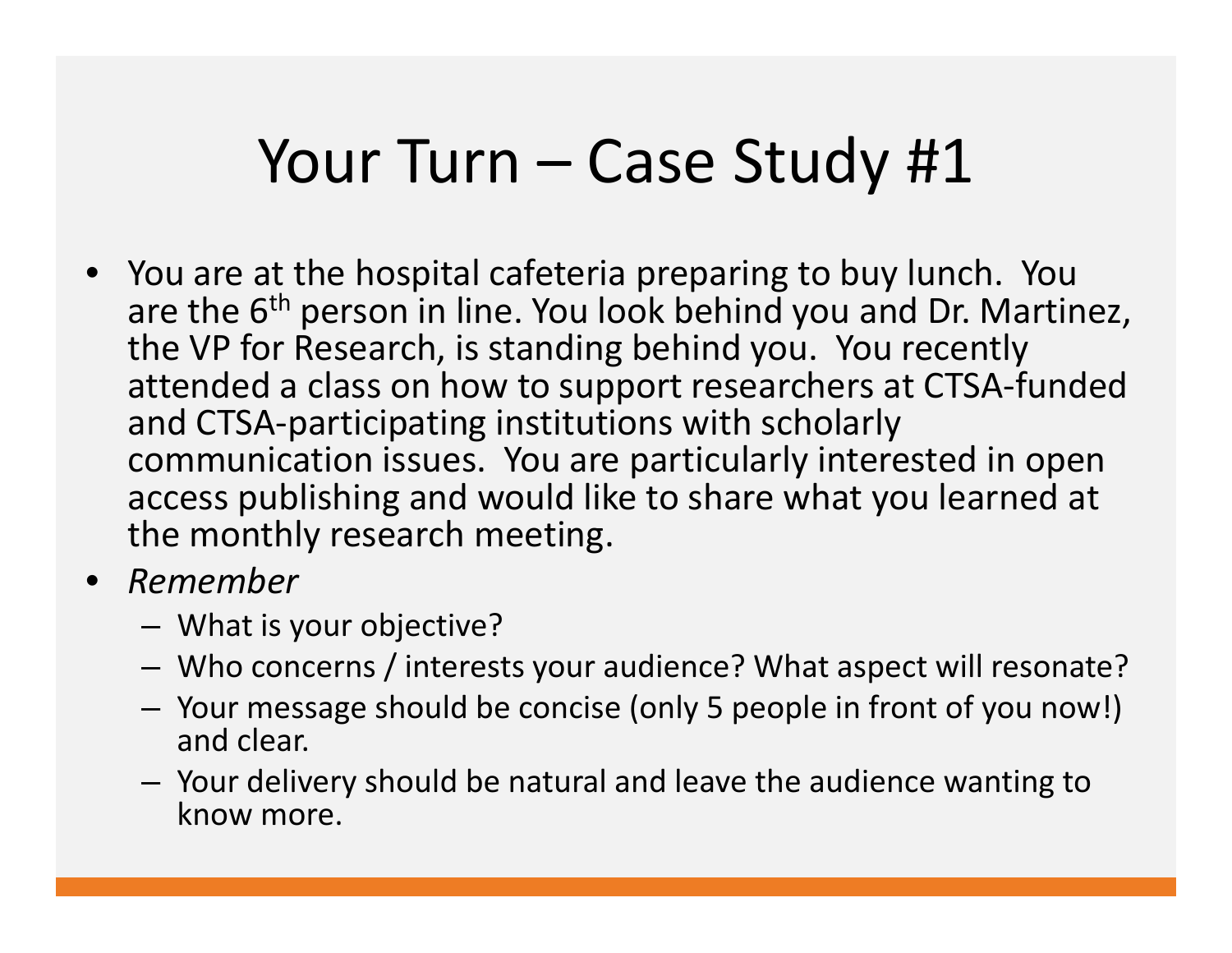# Your Turn – Case Study #1

- You are at the hospital cafeteria preparing to buy lunch. You are the 6th person in line. You look behind you and Dr. Martinez, the VP for Research, is standing behind you. You recently attended a class on how to support researchers at CTSA-funded and CTSA-participating institutions with scholarly communication issues. You are particularly interested in open access publishing and would like to share what you learned at the monthly research meeting.
- *Remember*
  - What is your objective?
  - Who concerns / interests your audience? What aspect will resonate?
  - Your message should be concise (only 5 people in front of you now!) and clear.
  - Your delivery should be natural and leave the audience wanting to know more.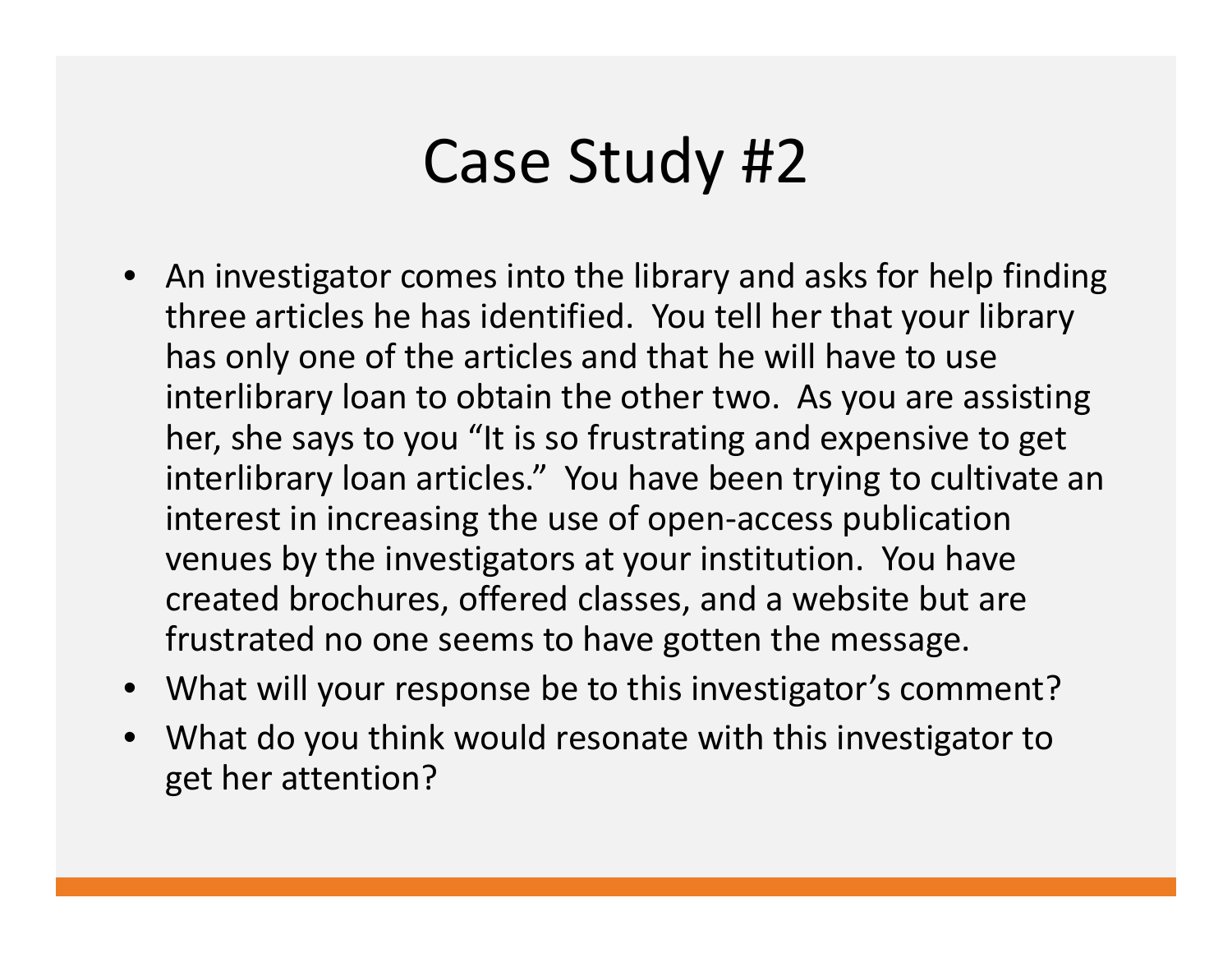# Case Study #2

- An investigator comes into the library and asks for help finding three articles he has identified. You tell her that your library has only one of the articles and that he will have to use interlibrary loan to obtain the other two. As you are assisting her, she says to you "It is so frustrating and expensive to get interlibrary loan articles." You have been trying to cultivate an interest in increasing the use of open-access publication venues by the investigators at your institution. You have created brochures, offered classes, and a website but are frustrated no one seems to have gotten the message.
- What will your response be to this investigator's comment?
- What do you think would resonate with this investigator to get her attention?